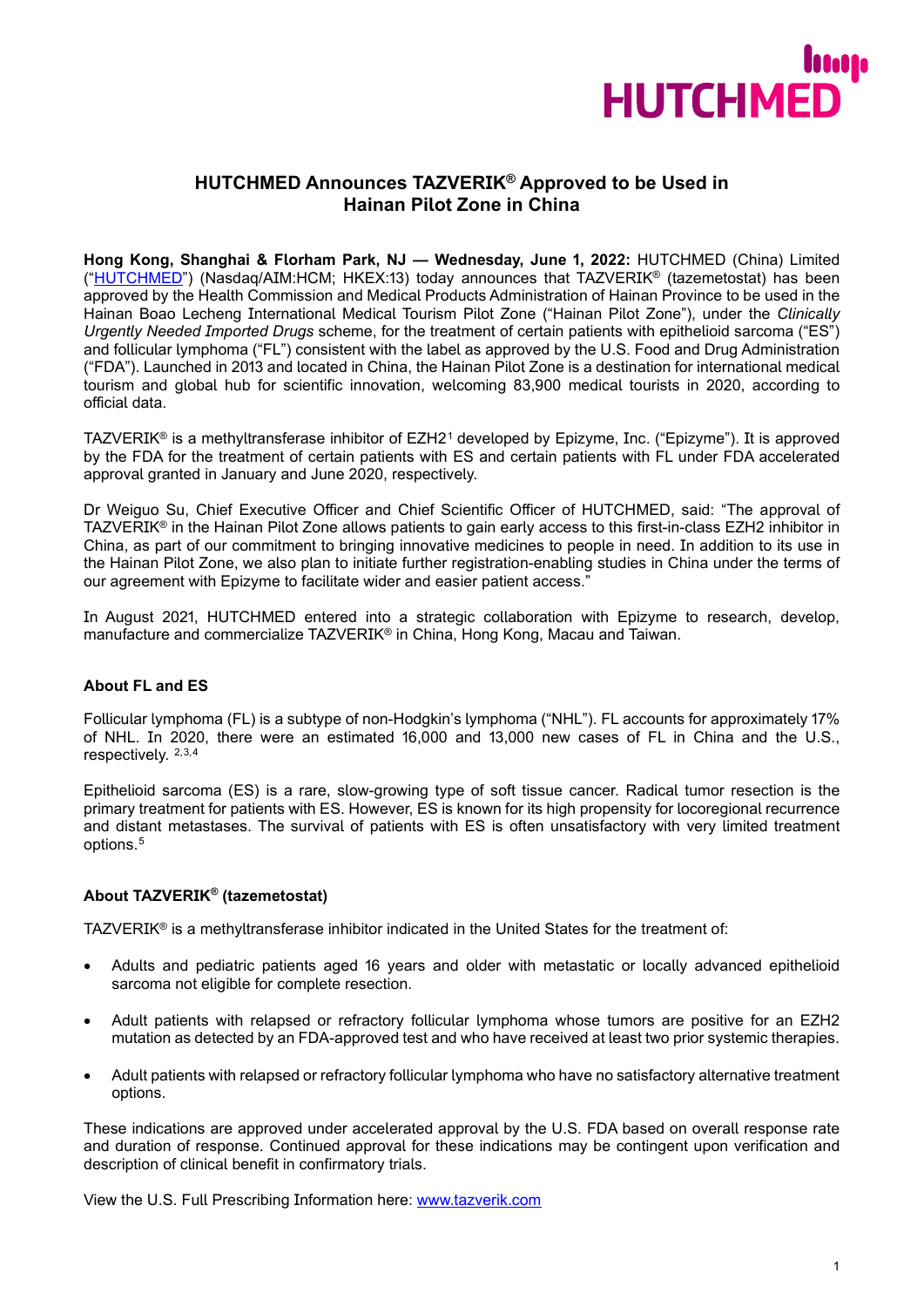# HUTCHMED Announces TAZVERIK® Approved to be Used in Hainan Pilot Zone in China

**Hong Kong, Shanghai & Florham Park, NJ — Wednesday, June 1, 2022:** HUTCHMED (China) Limited ("HUTCHMED") (Nasdaq/AIM:HCM; HKEX:13) today announces that TAZVERIK® (tazemetostat) has been approved by the Health Commission and Medical Products Administration of Hainan Province to be used in the Hainan Boao Lecheng International Medical Tourism Pilot Zone ("Hainan Pilot Zone"), under the *Clinically Urgently Needed Imported Drugs* scheme, for the treatment of certain patients with epithelioid sarcoma ("ES") and follicular lymphoma ("FL") consistent with the label as approved by the U.S. Food and Drug Administration ("FDA"). Launched in 2013 and located in China, the Hainan Pilot Zone is a destination for international medical tourism and global hub for scientific innovation, welcoming 83,900 medical tourists in 2020, according to official data.

TAZVERIK® is a methyltransferase inhibitor of EZH2[1] developed by Epizyme, Inc. ("Epizyme"). It is approved by the FDA for the treatment of certain patients with ES and certain patients with FL under FDA accelerated approval granted in January and June 2020, respectively.

Dr Weiguo Su, Chief Executive Officer and Chief Scientific Officer of HUTCHMED, said: "The approval of TAZVERIK® in the Hainan Pilot Zone allows patients to gain early access to this first-in-class EZH2 inhibitor in China, as part of our commitment to bringing innovative medicines to people in need. In addition to its use in the Hainan Pilot Zone, we also plan to initiate further registration-enabling studies in China under the terms of our agreement with Epizyme to facilitate wider and easier patient access."

In August 2021, HUTCHMED entered into a strategic collaboration with Epizyme to research, develop, manufacture and commercialize TAZVERIK® in China, Hong Kong, Macau and Taiwan.

## About FL and ES

Follicular lymphoma (FL) is a subtype of non-Hodgkin's lymphoma ("NHL"). FL accounts for approximately 17% of NHL. In 2020, there were an estimated 16,000 and 13,000 new cases of FL in China and the U.S., respectively. [2,3,4]

Epithelioid sarcoma (ES) is a rare, slow-growing type of soft tissue cancer. Radical tumor resection is the primary treatment for patients with ES. However, ES is known for its high propensity for locoregional recurrence and distant metastases. The survival of patients with ES is often unsatisfactory with very limited treatment options.[5]

## About TAZVERIK® (tazemetostat)

TAZVERIK® is a methyltransferase inhibitor indicated in the United States for the treatment of:

- Adults and pediatric patients aged 16 years and older with metastatic or locally advanced epithelioid sarcoma not eligible for complete resection.
- Adult patients with relapsed or refractory follicular lymphoma whose tumors are positive for an EZH2 mutation as detected by an FDA-approved test and who have received at least two prior systemic therapies.
- Adult patients with relapsed or refractory follicular lymphoma who have no satisfactory alternative treatment options.

These indications are approved under accelerated approval by the U.S. FDA based on overall response rate and duration of response. Continued approval for these indications may be contingent upon verification and description of clinical benefit in confirmatory trials.

View the U.S. Full Prescribing Information here: www.tazverik.com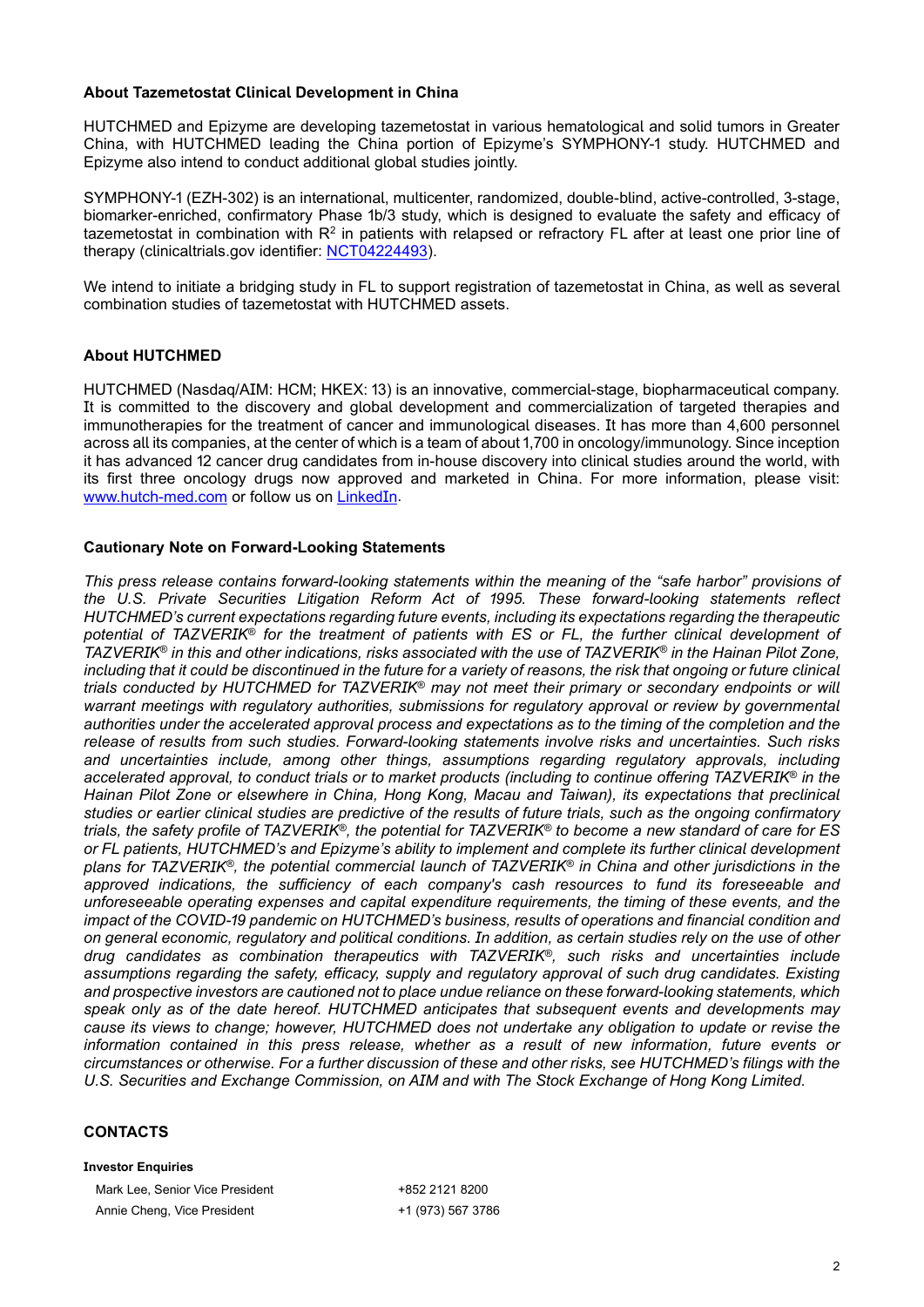### About Tazemetostat Clinical Development in China

HUTCHMED and Epizyme are developing tazemetostat in various hematological and solid tumors in Greater China, with HUTCHMED leading the China portion of Epizyme's SYMPHONY-1 study. HUTCHMED and Epizyme also intend to conduct additional global studies jointly.

SYMPHONY-1 (EZH-302) is an international, multicenter, randomized, double-blind, active-controlled, 3-stage, biomarker-enriched, confirmatory Phase 1b/3 study, which is designed to evaluate the safety and efficacy of tazemetostat in combination with $R^2$ in patients with relapsed or refractory FL after at least one prior line of therapy (clinicaltrials.gov identifier: [NCT04224493](NCT04224493)).

We intend to initiate a bridging study in FL to support registration of tazemetostat in China, as well as several combination studies of tazemetostat with HUTCHMED assets.

### About HUTCHMED

HUTCHMED (Nasdaq/AIM: HCM; HKEX: 13) is an innovative, commercial-stage, biopharmaceutical company. It is committed to the discovery and global development and commercialization of targeted therapies and immunotherapies for the treatment of cancer and immunological diseases. It has more than 4,600 personnel across all its companies, at the center of which is a team of about 1,700 in oncology/immunology. Since inception it has advanced 12 cancer drug candidates from in-house discovery into clinical studies around the world, with its first three oncology drugs now approved and marketed in China. For more information, please visit: [www.hutch-med.com](www.hutch-med.com) or follow us on [LinkedIn](LinkedIn).

### Cautionary Note on Forward-Looking Statements

*This press release contains forward-looking statements within the meaning of the "safe harbor" provisions of the U.S. Private Securities Litigation Reform Act of 1995. These forward-looking statements reflect HUTCHMED's current expectations regarding future events, including its expectations regarding the therapeutic potential of TAZVERIK® for the treatment of patients with ES or FL, the further clinical development of TAZVERIK® in this and other indications, risks associated with the use of TAZVERIK® in the Hainan Pilot Zone, including that it could be discontinued in the future for a variety of reasons, the risk that ongoing or future clinical trials conducted by HUTCHMED for TAZVERIK® may not meet their primary or secondary endpoints or will warrant meetings with regulatory authorities, submissions for regulatory approval or review by governmental authorities under the accelerated approval process and expectations as to the timing of the completion and the release of results from such studies. Forward-looking statements involve risks and uncertainties. Such risks and uncertainties include, among other things, assumptions regarding regulatory approvals, including accelerated approval, to conduct trials or to market products (including to continue offering TAZVERIK® in the Hainan Pilot Zone or elsewhere in China, Hong Kong, Macau and Taiwan), its expectations that preclinical studies or earlier clinical studies are predictive of the results of future trials, such as the ongoing confirmatory trials, the safety profile of TAZVERIK®, the potential for TAZVERIK® to become a new standard of care for ES or FL patients, HUTCHMED's and Epizyme's ability to implement and complete its further clinical development plans for TAZVERIK®, the potential commercial launch of TAZVERIK® in China and other jurisdictions in the approved indications, the sufficiency of each company's cash resources to fund its foreseeable and unforeseeable operating expenses and capital expenditure requirements, the timing of these events, and the impact of the COVID-19 pandemic on HUTCHMED's business, results of operations and financial condition and on general economic, regulatory and political conditions. In addition, as certain studies rely on the use of other drug candidates as combination therapeutics with TAZVERIK®, such risks and uncertainties include assumptions regarding the safety, efficacy, supply and regulatory approval of such drug candidates. Existing and prospective investors are cautioned not to place undue reliance on these forward-looking statements, which speak only as of the date hereof. HUTCHMED anticipates that subsequent events and developments may cause its views to change; however, HUTCHMED does not undertake any obligation to update or revise the information contained in this press release, whether as a result of new information, future events or circumstances or otherwise. For a further discussion of these and other risks, see HUTCHMED's filings with the U.S. Securities and Exchange Commission, on AIM and with The Stock Exchange of Hong Kong Limited.*

### CONTACTS

**Investor Enquiries**

| | |
|---|---|
| Mark Lee, Senior Vice President | +852 2121 8200 |
| Annie Cheng, Vice President | +1 (973) 567 3786 |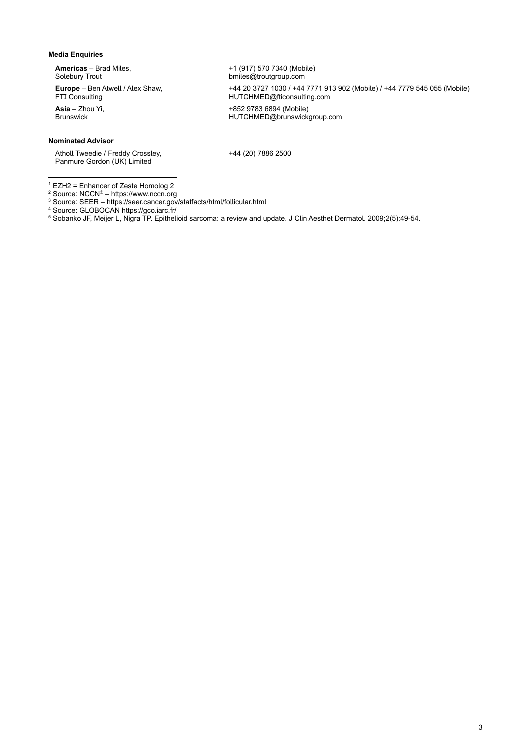**Media Enquiries**

| | |
|---|---|
| **Americas** – Brad Miles, Solebury Trout | +1 (917) 570 7340 (Mobile) bmiles@troutgroup.com |
| **Europe** – Ben Atwell / Alex Shaw, FTI Consulting | +44 20 3727 1030 / +44 7771 913 902 (Mobile) / +44 7779 545 055 (Mobile) HUTCHMED@fticonsulting.com |
| **Asia** – Zhou Yi, Brunswick | +852 9783 6894 (Mobile) HUTCHMED@brunswickgroup.com |

**Nominated Advisor**

| | |
|---|---|
| Atholl Tweedie / Freddy Crossley, Panmure Gordon (UK) Limited | +44 (20) 7886 2500 |

---

[1] EZH2 = Enhancer of Zeste Homolog 2

[2] Source: NCCN® – https://www.nccn.org

[3] Source: SEER – https://seer.cancer.gov/statfacts/html/follicular.html

[4] Source: GLOBOCAN https://gco.iarc.fr/

[5] Sobanko JF, Meijer L, Nigra TP. Epithelioid sarcoma: a review and update. J Clin Aesthet Dermatol. 2009;2(5):49-54.